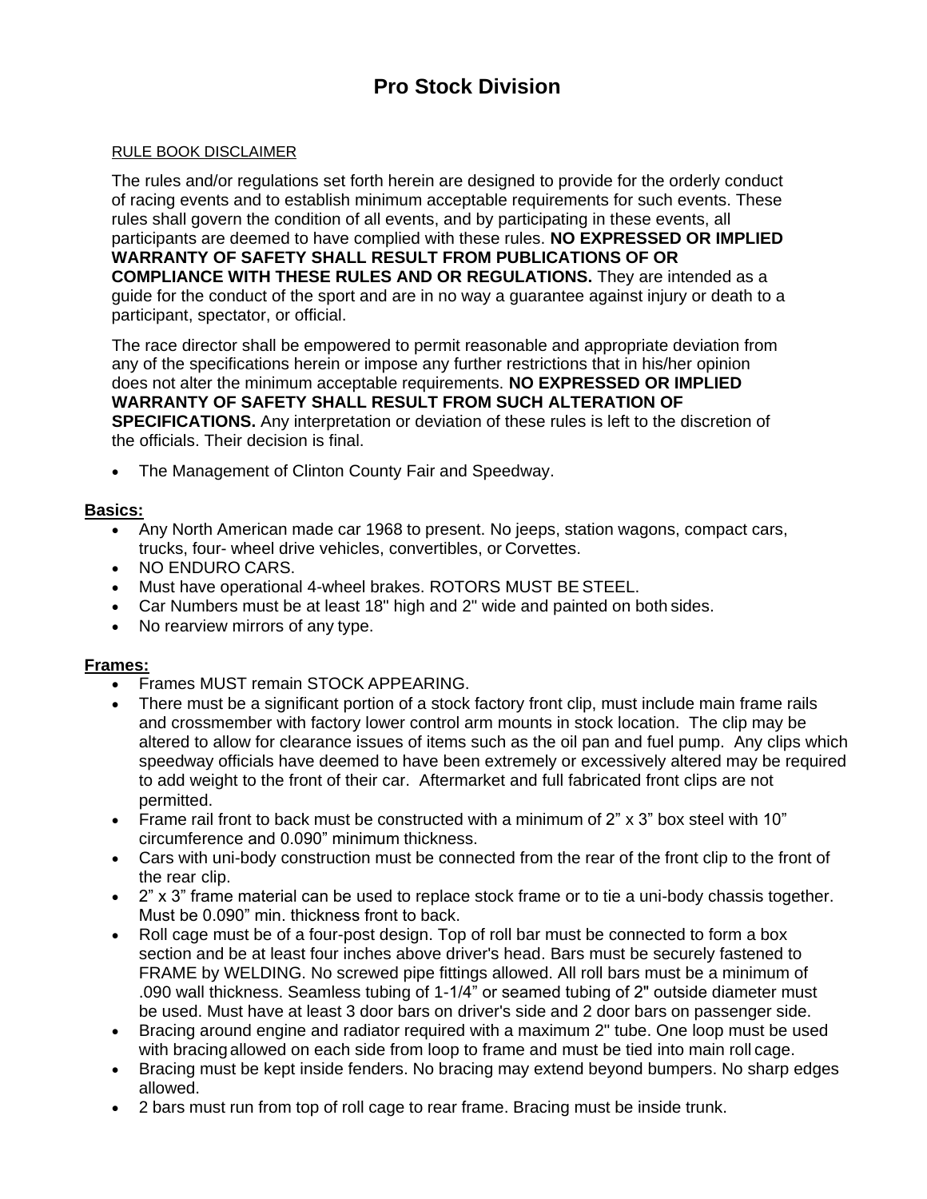# Pro Stock Division

RULE BOOK DISCLAIMER

The rules and/or regulations set forth herein are designed to provide for the orderly conduct of racing events and to establish minimum acceptable requirements for such events. These rules shall govern the condition of all events, and by participating in these events, all participants are deemed to have complied with these rules. **NO EXPRESSED OR IMPLIED WARRANTY OF SAFETY SHALL RESULT FROM PUBLICATIONS OF OR COMPLIANCE WITH THESE RULES AND OR REGULATIONS.** They are intended as a guide for the conduct of the sport and are in no way a guarantee against injury or death to a participant, spectator, or official.

The race director shall be empowered to permit reasonable and appropriate deviation from any of the specifications herein or impose any further restrictions that in his/her opinion does not alter the minimum acceptable requirements. **NO EXPRESSED OR IMPLIED WARRANTY OF SAFETY SHALL RESULT FROM SUCH ALTERATION OF SPECIFICATIONS.** Any interpretation or deviation of these rules is left to the discretion of the officials. Their decision is final.

- The Management of Clinton County Fair and Speedway.

**Basics:**

- Any North American made car 1968 to present. No jeeps, station wagons, compact cars, trucks, four- wheel drive vehicles, convertibles, or Corvettes.
- NO ENDURO CARS.
- Must have operational 4-wheel brakes. ROTORS MUST BE STEEL.
- Car Numbers must be at least 18" high and 2" wide and painted on both sides.
- No rearview mirrors of any type.

**Frames:**

- Frames MUST remain STOCK APPEARING.
- There must be a significant portion of a stock factory front clip, must include main frame rails and crossmember with factory lower control arm mounts in stock location. The clip may be altered to allow for clearance issues of items such as the oil pan and fuel pump. Any clips which speedway officials have deemed to have been extremely or excessively altered may be required to add weight to the front of their car. Aftermarket and full fabricated front clips are not permitted.
- Frame rail front to back must be constructed with a minimum of 2" x 3" box steel with 10" circumference and 0.090" minimum thickness.
- Cars with uni-body construction must be connected from the rear of the front clip to the front of the rear clip.
- 2" x 3" frame material can be used to replace stock frame or to tie a uni-body chassis together. Must be 0.090" min. thickness front to back.
- Roll cage must be of a four-post design. Top of roll bar must be connected to form a box section and be at least four inches above driver's head. Bars must be securely fastened to FRAME by WELDING. No screwed pipe fittings allowed. All roll bars must be a minimum of .090 wall thickness. Seamless tubing of 1-1/4" or seamed tubing of 2" outside diameter must be used. Must have at least 3 door bars on driver's side and 2 door bars on passenger side.
- Bracing around engine and radiator required with a maximum 2" tube. One loop must be used with bracing allowed on each side from loop to frame and must be tied into main roll cage.
- Bracing must be kept inside fenders. No bracing may extend beyond bumpers. No sharp edges allowed.
- 2 bars must run from top of roll cage to rear frame. Bracing must be inside trunk.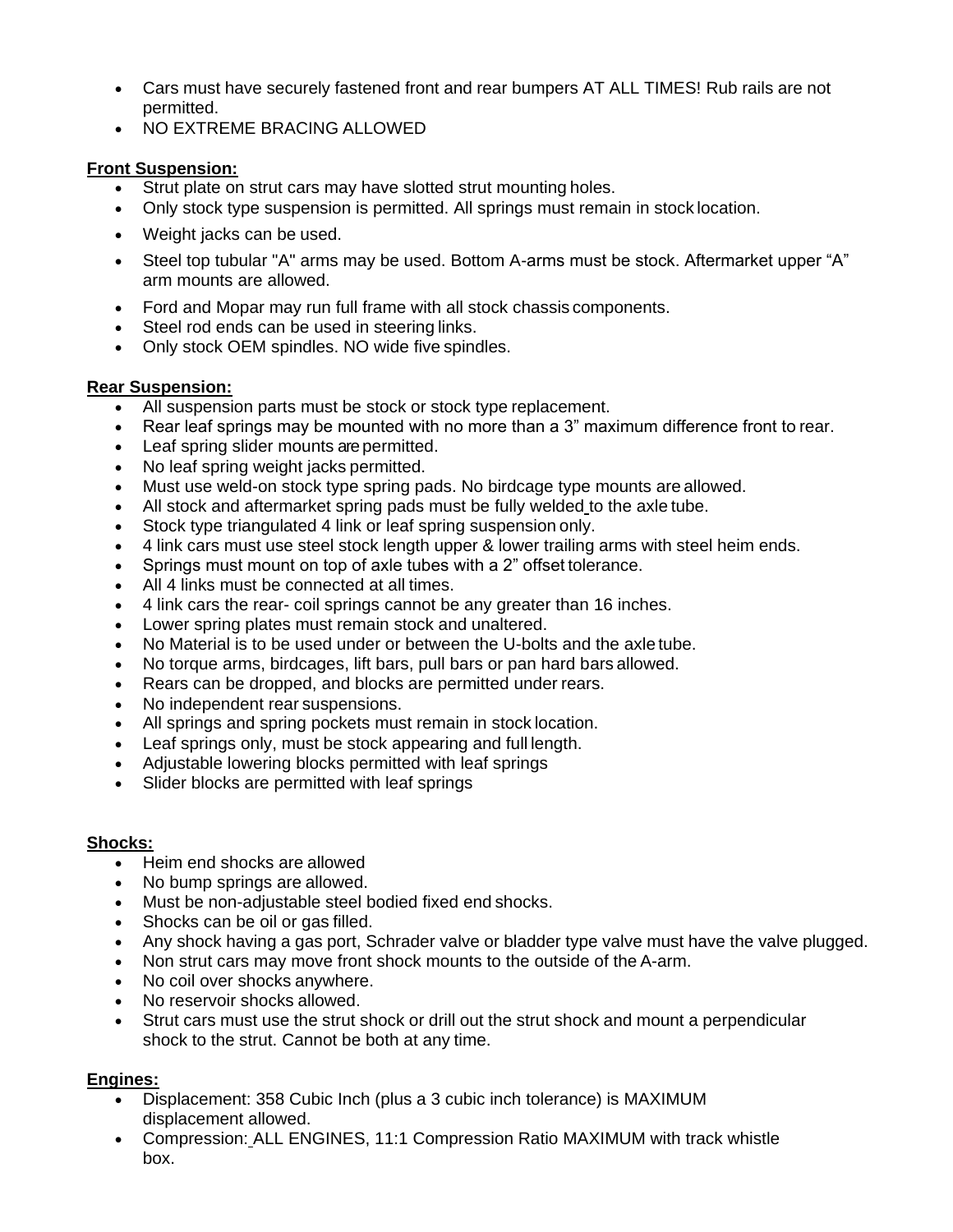- Cars must have securely fastened front and rear bumpers AT ALL TIMES! Rub rails are not permitted.
- NO EXTREME BRACING ALLOWED

**Front Suspension:**

- Strut plate on strut cars may have slotted strut mounting holes.
- Only stock type suspension is permitted. All springs must remain in stock location.
- Weight jacks can be used.
- Steel top tubular "A" arms may be used. Bottom A-arms must be stock. Aftermarket upper "A" arm mounts are allowed.
- Ford and Mopar may run full frame with all stock chassis components.
- Steel rod ends can be used in steering links.
- Only stock OEM spindles. NO wide five spindles.

**Rear Suspension:**

- All suspension parts must be stock or stock type replacement.
- Rear leaf springs may be mounted with no more than a 3" maximum difference front to rear.
- Leaf spring slider mounts are permitted.
- No leaf spring weight jacks permitted.
- Must use weld-on stock type spring pads. No birdcage type mounts are allowed.
- All stock and aftermarket spring pads must be fully welded to the axle tube.
- Stock type triangulated 4 link or leaf spring suspension only.
- 4 link cars must use steel stock length upper & lower trailing arms with steel heim ends.
- Springs must mount on top of axle tubes with a 2" offset tolerance.
- All 4 links must be connected at all times.
- 4 link cars the rear- coil springs cannot be any greater than 16 inches.
- Lower spring plates must remain stock and unaltered.
- No Material is to be used under or between the U-bolts and the axle tube.
- No torque arms, birdcages, lift bars, pull bars or pan hard bars allowed.
- Rears can be dropped, and blocks are permitted under rears.
- No independent rear suspensions.
- All springs and spring pockets must remain in stock location.
- Leaf springs only, must be stock appearing and full length.
- Adjustable lowering blocks permitted with leaf springs
- Slider blocks are permitted with leaf springs

**Shocks:**

- Heim end shocks are allowed
- No bump springs are allowed.
- Must be non-adjustable steel bodied fixed end shocks.
- Shocks can be oil or gas filled.
- Any shock having a gas port, Schrader valve or bladder type valve must have the valve plugged.
- Non strut cars may move front shock mounts to the outside of the A-arm.
- No coil over shocks anywhere.
- No reservoir shocks allowed.
- Strut cars must use the strut shock or drill out the strut shock and mount a perpendicular shock to the strut. Cannot be both at any time.

**Engines:**

- Displacement: 358 Cubic Inch (plus a 3 cubic inch tolerance) is MAXIMUM displacement allowed.
- Compression: ALL ENGINES, 11:1 Compression Ratio MAXIMUM with track whistle box.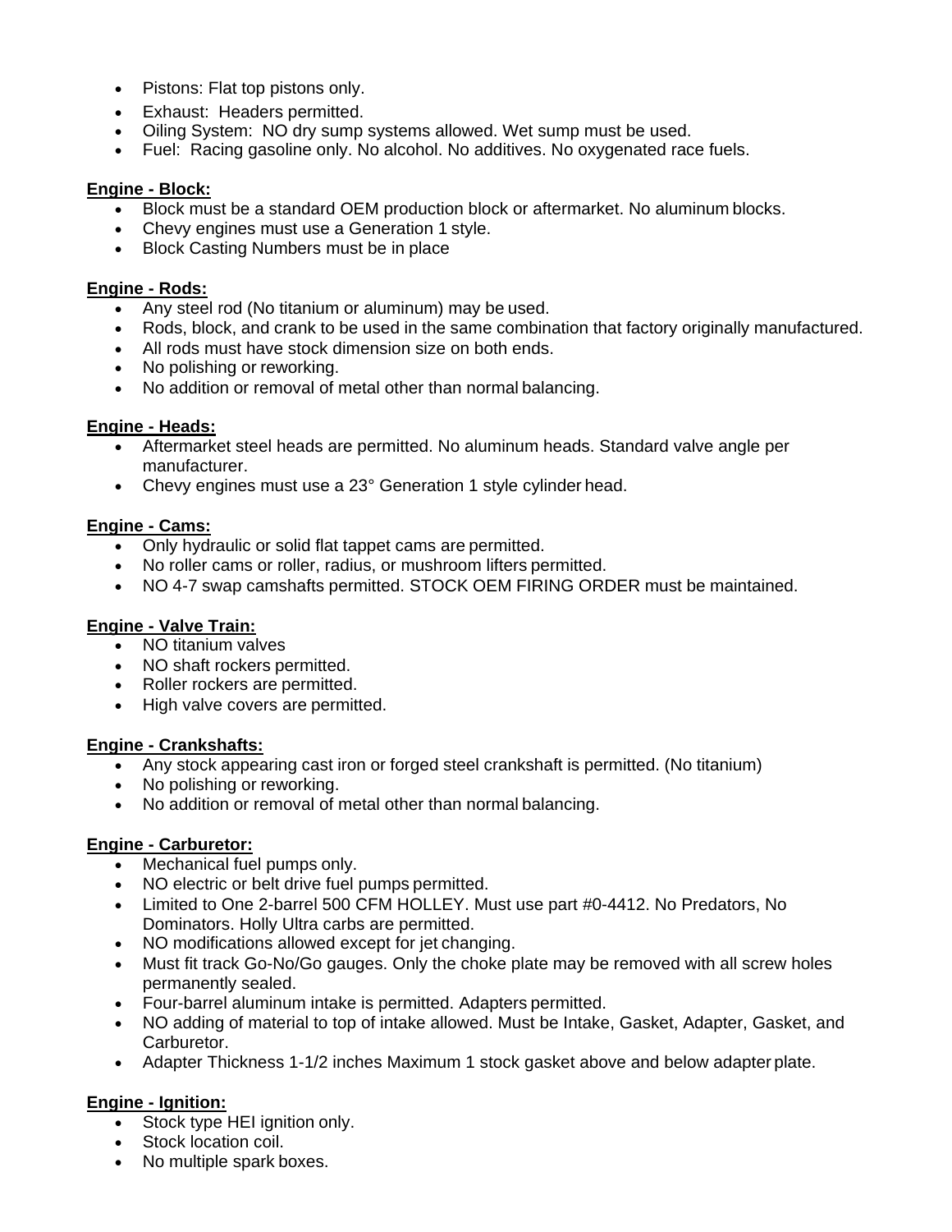- Pistons: Flat top pistons only.
- Exhaust: Headers permitted.
- Oiling System: NO dry sump systems allowed. Wet sump must be used.
- Fuel: Racing gasoline only. No alcohol. No additives. No oxygenated race fuels.

**Engine - Block:**

- Block must be a standard OEM production block or aftermarket. No aluminum blocks.
- Chevy engines must use a Generation 1 style.
- Block Casting Numbers must be in place

**Engine - Rods:**

- Any steel rod (No titanium or aluminum) may be used.
- Rods, block, and crank to be used in the same combination that factory originally manufactured.
- All rods must have stock dimension size on both ends.
- No polishing or reworking.
- No addition or removal of metal other than normal balancing.

**Engine - Heads:**

- Aftermarket steel heads are permitted. No aluminum heads. Standard valve angle per manufacturer.
- Chevy engines must use a 23° Generation 1 style cylinder head.

**Engine - Cams:**

- Only hydraulic or solid flat tappet cams are permitted.
- No roller cams or roller, radius, or mushroom lifters permitted.
- NO 4-7 swap camshafts permitted. STOCK OEM FIRING ORDER must be maintained.

**Engine - Valve Train:**

- NO titanium valves
- NO shaft rockers permitted.
- Roller rockers are permitted.
- High valve covers are permitted.

**Engine - Crankshafts:**

- Any stock appearing cast iron or forged steel crankshaft is permitted. (No titanium)
- No polishing or reworking.
- No addition or removal of metal other than normal balancing.

**Engine - Carburetor:**

- Mechanical fuel pumps only.
- NO electric or belt drive fuel pumps permitted.
- Limited to One 2-barrel 500 CFM HOLLEY. Must use part #0-4412. No Predators, No Dominators. Holly Ultra carbs are permitted.
- NO modifications allowed except for jet changing.
- Must fit track Go-No/Go gauges. Only the choke plate may be removed with all screw holes permanently sealed.
- Four-barrel aluminum intake is permitted. Adapters permitted.
- NO adding of material to top of intake allowed. Must be Intake, Gasket, Adapter, Gasket, and Carburetor.
- Adapter Thickness 1-1/2 inches Maximum 1 stock gasket above and below adapter plate.

**Engine - Ignition:**

- Stock type HEI ignition only.
- Stock location coil.
- No multiple spark boxes.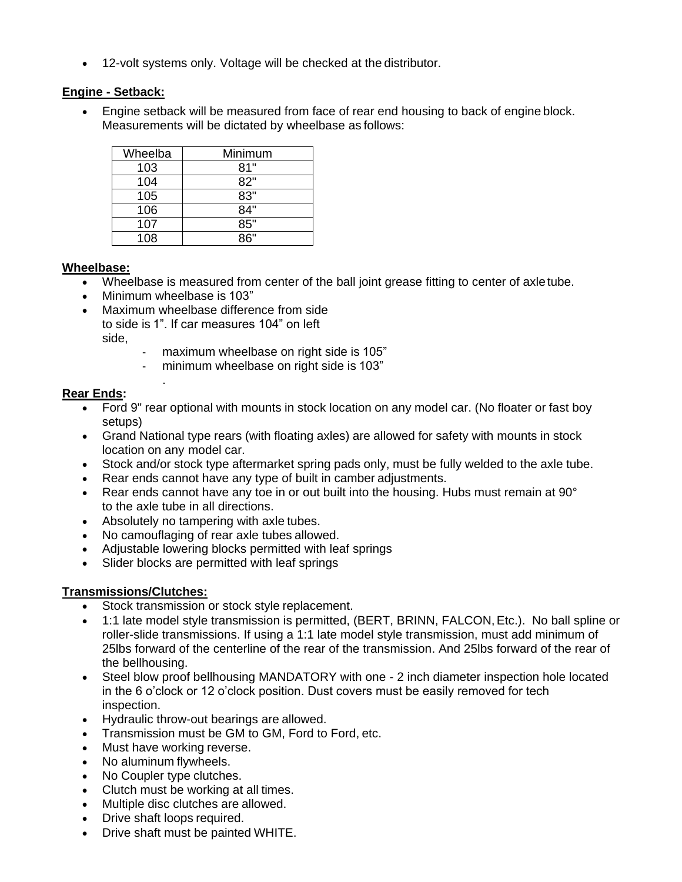- 12-volt systems only. Voltage will be checked at the distributor.

**Engine - Setback:**

- Engine setback will be measured from face of rear end housing to back of engine block. Measurements will be dictated by wheelbase as follows:

| Wheelba | Minimum |
|---|---|
| 103 | 81" |
| 104 | 82" |
| 105 | 83" |
| 106 | 84" |
| 107 | 85" |
| 108 | 86" |

**Wheelbase:**

- Wheelbase is measured from center of the ball joint grease fitting to center of axle tube.
- Minimum wheelbase is 103"
- Maximum wheelbase difference from side to side is 1". If car measures 104" on left side,
  - maximum wheelbase on right side is 105"
  - minimum wheelbase on right side is 103"

**Rear Ends:**

- Ford 9" rear optional with mounts in stock location on any model car. (No floater or fast boy setups)
- Grand National type rears (with floating axles) are allowed for safety with mounts in stock location on any model car.
- Stock and/or stock type aftermarket spring pads only, must be fully welded to the axle tube.
- Rear ends cannot have any type of built in camber adjustments.
- Rear ends cannot have any toe in or out built into the housing. Hubs must remain at 90° to the axle tube in all directions.
- Absolutely no tampering with axle tubes.
- No camouflaging of rear axle tubes allowed.
- Adjustable lowering blocks permitted with leaf springs
- Slider blocks are permitted with leaf springs

**Transmissions/Clutches:**

- Stock transmission or stock style replacement.
- 1:1 late model style transmission is permitted, (BERT, BRINN, FALCON, Etc.). No ball spline or roller-slide transmissions. If using a 1:1 late model style transmission, must add minimum of 25lbs forward of the centerline of the rear of the transmission. And 25lbs forward of the rear of the bellhousing.
- Steel blow proof bellhousing MANDATORY with one - 2 inch diameter inspection hole located in the 6 o'clock or 12 o'clock position. Dust covers must be easily removed for tech inspection.
- Hydraulic throw-out bearings are allowed.
- Transmission must be GM to GM, Ford to Ford, etc.
- Must have working reverse.
- No aluminum flywheels.
- No Coupler type clutches.
- Clutch must be working at all times.
- Multiple disc clutches are allowed.
- Drive shaft loops required.
- Drive shaft must be painted WHITE.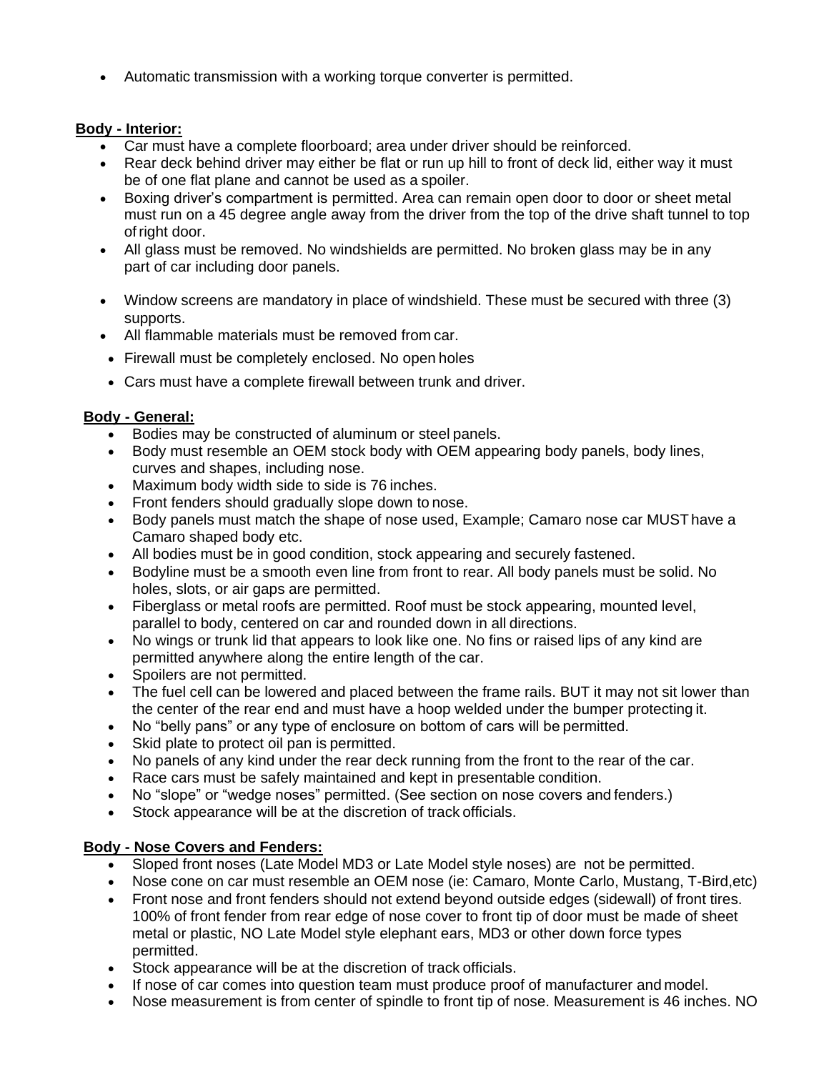- Automatic transmission with a working torque converter is permitted.

**Body - Interior:**

- Car must have a complete floorboard; area under driver should be reinforced.
- Rear deck behind driver may either be flat or run up hill to front of deck lid, either way it must be of one flat plane and cannot be used as a spoiler.
- Boxing driver's compartment is permitted. Area can remain open door to door or sheet metal must run on a 45 degree angle away from the driver from the top of the drive shaft tunnel to top of right door.
- All glass must be removed. No windshields are permitted. No broken glass may be in any part of car including door panels.
- Window screens are mandatory in place of windshield. These must be secured with three (3) supports.
- All flammable materials must be removed from car.
- Firewall must be completely enclosed. No open holes
- Cars must have a complete firewall between trunk and driver.

**Body - General:**

- Bodies may be constructed of aluminum or steel panels.
- Body must resemble an OEM stock body with OEM appearing body panels, body lines, curves and shapes, including nose.
- Maximum body width side to side is 76 inches.
- Front fenders should gradually slope down to nose.
- Body panels must match the shape of nose used, Example; Camaro nose car MUST have a Camaro shaped body etc.
- All bodies must be in good condition, stock appearing and securely fastened.
- Bodyline must be a smooth even line from front to rear. All body panels must be solid. No holes, slots, or air gaps are permitted.
- Fiberglass or metal roofs are permitted. Roof must be stock appearing, mounted level, parallel to body, centered on car and rounded down in all directions.
- No wings or trunk lid that appears to look like one. No fins or raised lips of any kind are permitted anywhere along the entire length of the car.
- Spoilers are not permitted.
- The fuel cell can be lowered and placed between the frame rails. BUT it may not sit lower than the center of the rear end and must have a hoop welded under the bumper protecting it.
- No "belly pans" or any type of enclosure on bottom of cars will be permitted.
- Skid plate to protect oil pan is permitted.
- No panels of any kind under the rear deck running from the front to the rear of the car.
- Race cars must be safely maintained and kept in presentable condition.
- No "slope" or "wedge noses" permitted. (See section on nose covers and fenders.)
- Stock appearance will be at the discretion of track officials.

**Body - Nose Covers and Fenders:**

- Sloped front noses (Late Model MD3 or Late Model style noses) are not be permitted.
- Nose cone on car must resemble an OEM nose (ie: Camaro, Monte Carlo, Mustang, T-Bird,etc)
- Front nose and front fenders should not extend beyond outside edges (sidewall) of front tires. 100% of front fender from rear edge of nose cover to front tip of door must be made of sheet metal or plastic, NO Late Model style elephant ears, MD3 or other down force types permitted.
- Stock appearance will be at the discretion of track officials.
- If nose of car comes into question team must produce proof of manufacturer and model.
- Nose measurement is from center of spindle to front tip of nose. Measurement is 46 inches. NO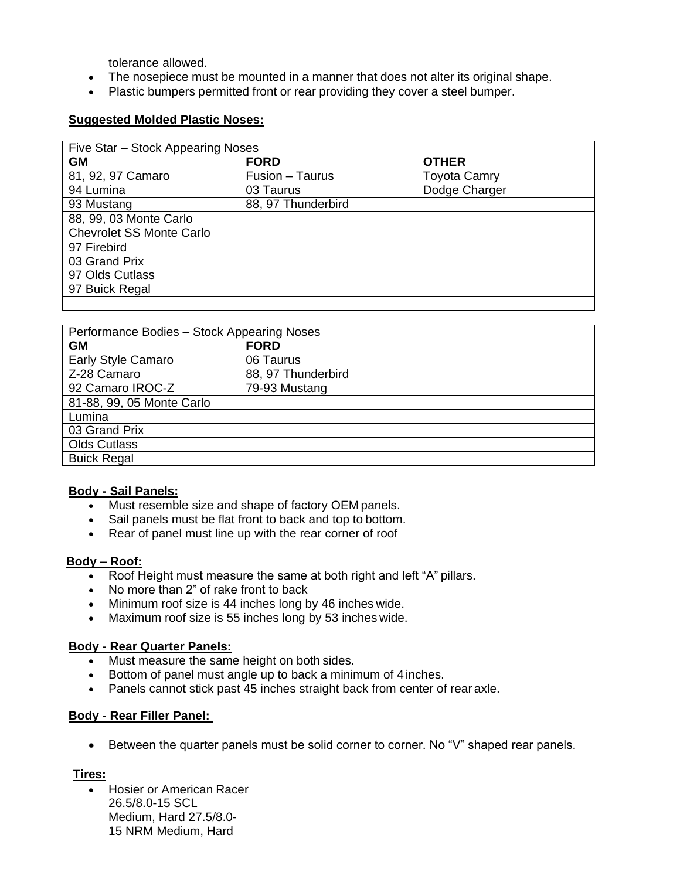tolerance allowed.

- The nosepiece must be mounted in a manner that does not alter its original shape.
- Plastic bumpers permitted front or rear providing they cover a steel bumper.

**Suggested Molded Plastic Noses:**

| Five Star – Stock Appearing Noses | | |
|---|---|---|
| **GM** | **FORD** | **OTHER** |
| 81, 92, 97 Camaro | Fusion – Taurus | Toyota Camry |
| 94 Lumina | 03 Taurus | Dodge Charger |
| 93 Mustang | 88, 97 Thunderbird | |
| 88, 99, 03 Monte Carlo | | |
| Chevrolet SS Monte Carlo | | |
| 97 Firebird | | |
| 03 Grand Prix | | |
| 97 Olds Cutlass | | |
| 97 Buick Regal | | |
| | | |

| Performance Bodies – Stock Appearing Noses | | |
|---|---|---|
| **GM** | **FORD** | |
| Early Style Camaro | 06 Taurus | |
| Z-28 Camaro | 88, 97 Thunderbird | |
| 92 Camaro IROC-Z | 79-93 Mustang | |
| 81-88, 99, 05 Monte Carlo | | |
| Lumina | | |
| 03 Grand Prix | | |
| Olds Cutlass | | |
| Buick Regal | | |

**Body - Sail Panels:**

- Must resemble size and shape of factory OEM panels.
- Sail panels must be flat front to back and top to bottom.
- Rear of panel must line up with the rear corner of roof

**Body – Roof:**

- Roof Height must measure the same at both right and left "A" pillars.
- No more than 2" of rake front to back
- Minimum roof size is 44 inches long by 46 inches wide.
- Maximum roof size is 55 inches long by 53 inches wide.

**Body - Rear Quarter Panels:**

- Must measure the same height on both sides.
- Bottom of panel must angle up to back a minimum of 4 inches.
- Panels cannot stick past 45 inches straight back from center of rear axle.

**Body - Rear Filler Panel:**

- Between the quarter panels must be solid corner to corner. No "V" shaped rear panels.

**Tires:**

- Hosier or American Racer
  26.5/8.0-15 SCL
  Medium, Hard 27.5/8.0-
  15 NRM Medium, Hard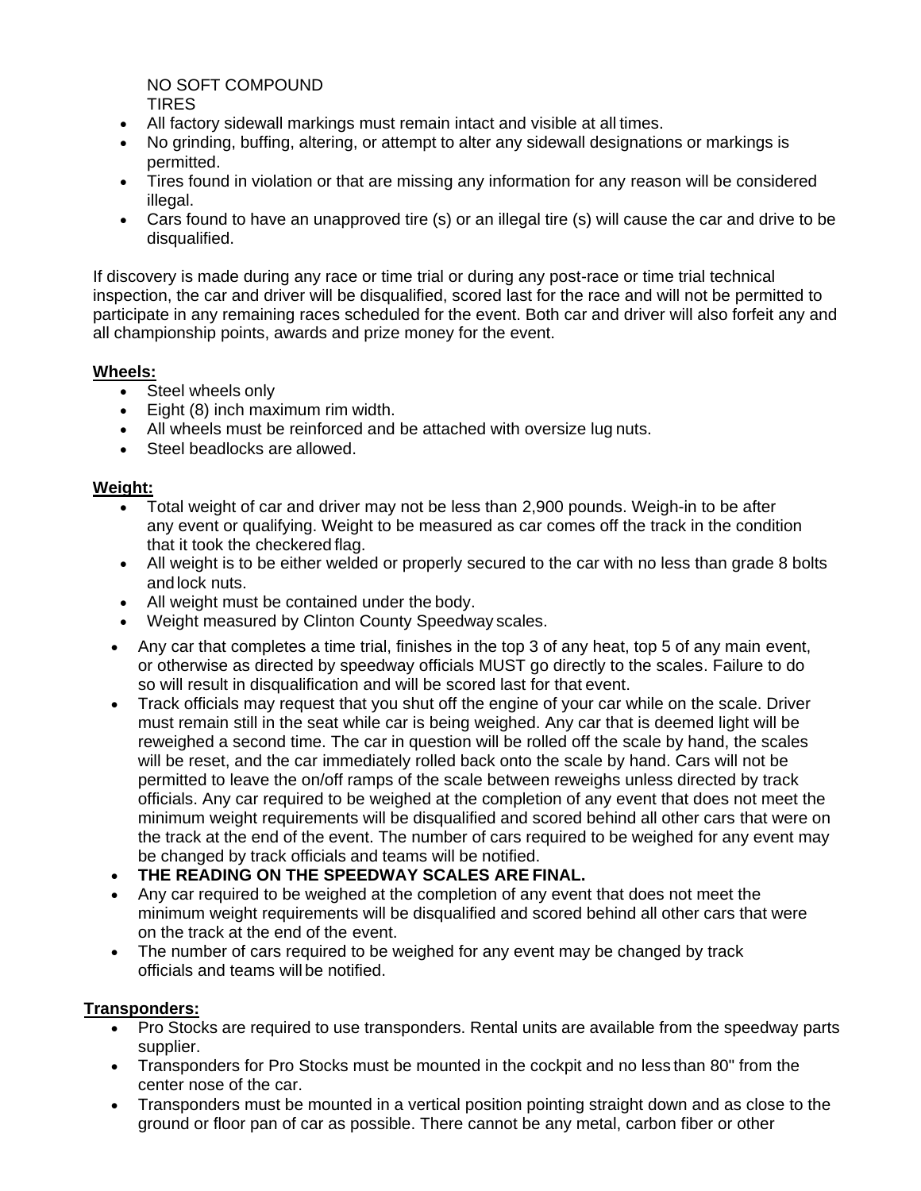NO SOFT COMPOUND
TIRES

- All factory sidewall markings must remain intact and visible at all times.
- No grinding, buffing, altering, or attempt to alter any sidewall designations or markings is permitted.
- Tires found in violation or that are missing any information for any reason will be considered illegal.
- Cars found to have an unapproved tire (s) or an illegal tire (s) will cause the car and drive to be disqualified.

If discovery is made during any race or time trial or during any post-race or time trial technical inspection, the car and driver will be disqualified, scored last for the race and will not be permitted to participate in any remaining races scheduled for the event. Both car and driver will also forfeit any and all championship points, awards and prize money for the event.

**Wheels:**

- Steel wheels only
- Eight (8) inch maximum rim width.
- All wheels must be reinforced and be attached with oversize lug nuts.
- Steel beadlocks are allowed.

**Weight:**

- Total weight of car and driver may not be less than 2,900 pounds. Weigh-in to be after any event or qualifying. Weight to be measured as car comes off the track in the condition that it took the checkered flag.
- All weight is to be either welded or properly secured to the car with no less than grade 8 bolts and lock nuts.
- All weight must be contained under the body.
- Weight measured by Clinton County Speedway scales.
- Any car that completes a time trial, finishes in the top 3 of any heat, top 5 of any main event, or otherwise as directed by speedway officials MUST go directly to the scales. Failure to do so will result in disqualification and will be scored last for that event.
- Track officials may request that you shut off the engine of your car while on the scale. Driver must remain still in the seat while car is being weighed. Any car that is deemed light will be reweighed a second time. The car in question will be rolled off the scale by hand, the scales will be reset, and the car immediately rolled back onto the scale by hand. Cars will not be permitted to leave the on/off ramps of the scale between reweighs unless directed by track officials. Any car required to be weighed at the completion of any event that does not meet the minimum weight requirements will be disqualified and scored behind all other cars that were on the track at the end of the event. The number of cars required to be weighed for any event may be changed by track officials and teams will be notified.
- **THE READING ON THE SPEEDWAY SCALES ARE FINAL.**
- Any car required to be weighed at the completion of any event that does not meet the minimum weight requirements will be disqualified and scored behind all other cars that were on the track at the end of the event.
- The number of cars required to be weighed for any event may be changed by track officials and teams will be notified.

**Transponders:**

- Pro Stocks are required to use transponders. Rental units are available from the speedway parts supplier.
- Transponders for Pro Stocks must be mounted in the cockpit and no less than 80" from the center nose of the car.
- Transponders must be mounted in a vertical position pointing straight down and as close to the ground or floor pan of car as possible. There cannot be any metal, carbon fiber or other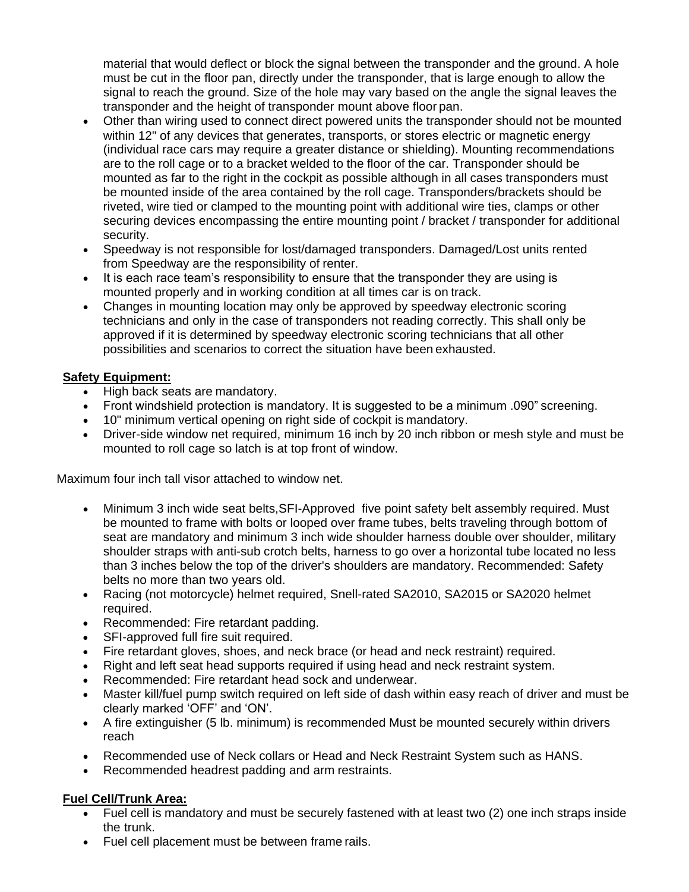material that would deflect or block the signal between the transponder and the ground. A hole must be cut in the floor pan, directly under the transponder, that is large enough to allow the signal to reach the ground. Size of the hole may vary based on the angle the signal leaves the transponder and the height of transponder mount above floor pan.

- Other than wiring used to connect direct powered units the transponder should not be mounted within 12" of any devices that generates, transports, or stores electric or magnetic energy (individual race cars may require a greater distance or shielding). Mounting recommendations are to the roll cage or to a bracket welded to the floor of the car. Transponder should be mounted as far to the right in the cockpit as possible although in all cases transponders must be mounted inside of the area contained by the roll cage. Transponders/brackets should be riveted, wire tied or clamped to the mounting point with additional wire ties, clamps or other securing devices encompassing the entire mounting point / bracket / transponder for additional security.
- Speedway is not responsible for lost/damaged transponders. Damaged/Lost units rented from Speedway are the responsibility of renter.
- It is each race team's responsibility to ensure that the transponder they are using is mounted properly and in working condition at all times car is on track.
- Changes in mounting location may only be approved by speedway electronic scoring technicians and only in the case of transponders not reading correctly. This shall only be approved if it is determined by speedway electronic scoring technicians that all other possibilities and scenarios to correct the situation have been exhausted.

**Safety Equipment:**

- High back seats are mandatory.
- Front windshield protection is mandatory. It is suggested to be a minimum .090" screening.
- 10" minimum vertical opening on right side of cockpit is mandatory.
- Driver-side window net required, minimum 16 inch by 20 inch ribbon or mesh style and must be mounted to roll cage so latch is at top front of window.

Maximum four inch tall visor attached to window net.

- Minimum 3 inch wide seat belts,SFI-Approved five point safety belt assembly required. Must be mounted to frame with bolts or looped over frame tubes, belts traveling through bottom of seat are mandatory and minimum 3 inch wide shoulder harness double over shoulder, military shoulder straps with anti-sub crotch belts, harness to go over a horizontal tube located no less than 3 inches below the top of the driver's shoulders are mandatory. Recommended: Safety belts no more than two years old.
- Racing (not motorcycle) helmet required, Snell-rated SA2010, SA2015 or SA2020 helmet required.
- Recommended: Fire retardant padding.
- SFI-approved full fire suit required.
- Fire retardant gloves, shoes, and neck brace (or head and neck restraint) required.
- Right and left seat head supports required if using head and neck restraint system.
- Recommended: Fire retardant head sock and underwear.
- Master kill/fuel pump switch required on left side of dash within easy reach of driver and must be clearly marked 'OFF' and 'ON'.
- A fire extinguisher (5 lb. minimum) is recommended Must be mounted securely within drivers reach
- Recommended use of Neck collars or Head and Neck Restraint System such as HANS.
- Recommended headrest padding and arm restraints.

**Fuel Cell/Trunk Area:**

- Fuel cell is mandatory and must be securely fastened with at least two (2) one inch straps inside the trunk.
- Fuel cell placement must be between frame rails.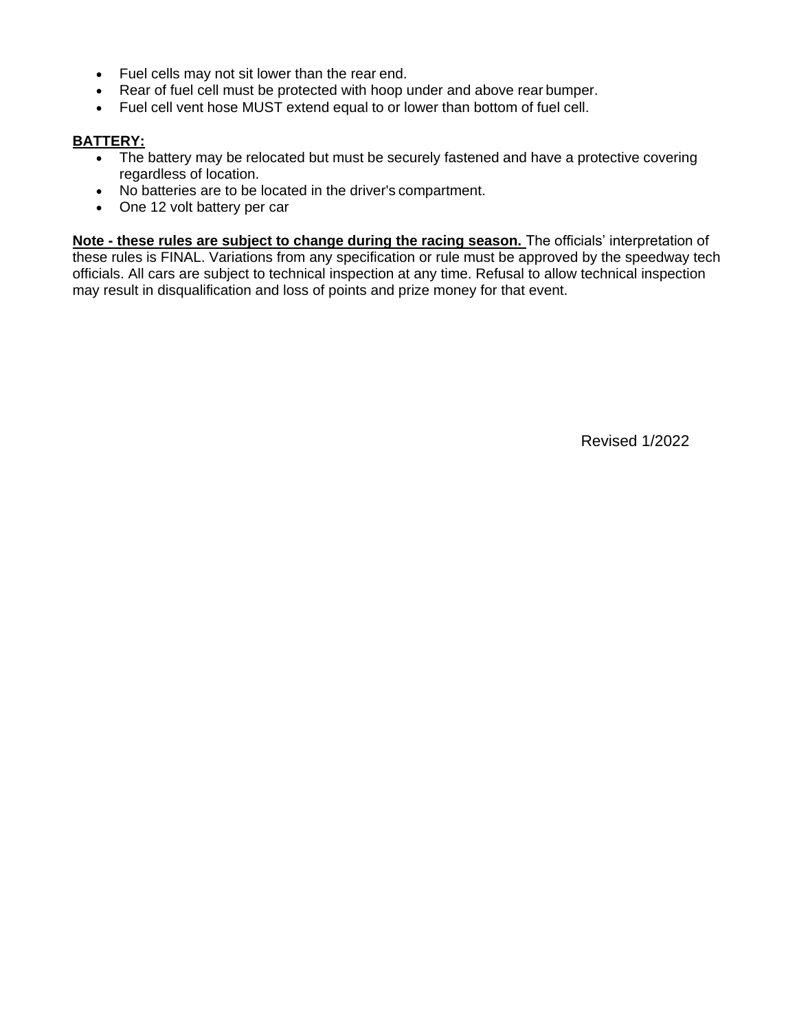- Fuel cells may not sit lower than the rear end.
- Rear of fuel cell must be protected with hoop under and above rear bumper.
- Fuel cell vent hose MUST extend equal to or lower than bottom of fuel cell.

**BATTERY:**

- The battery may be relocated but must be securely fastened and have a protective covering regardless of location.
- No batteries are to be located in the driver's compartment.
- One 12 volt battery per car

**Note - these rules are subject to change during the racing season.** The officials' interpretation of these rules is FINAL. Variations from any specification or rule must be approved by the speedway tech officials. All cars are subject to technical inspection at any time. Refusal to allow technical inspection may result in disqualification and loss of points and prize money for that event.

Revised 1/2022